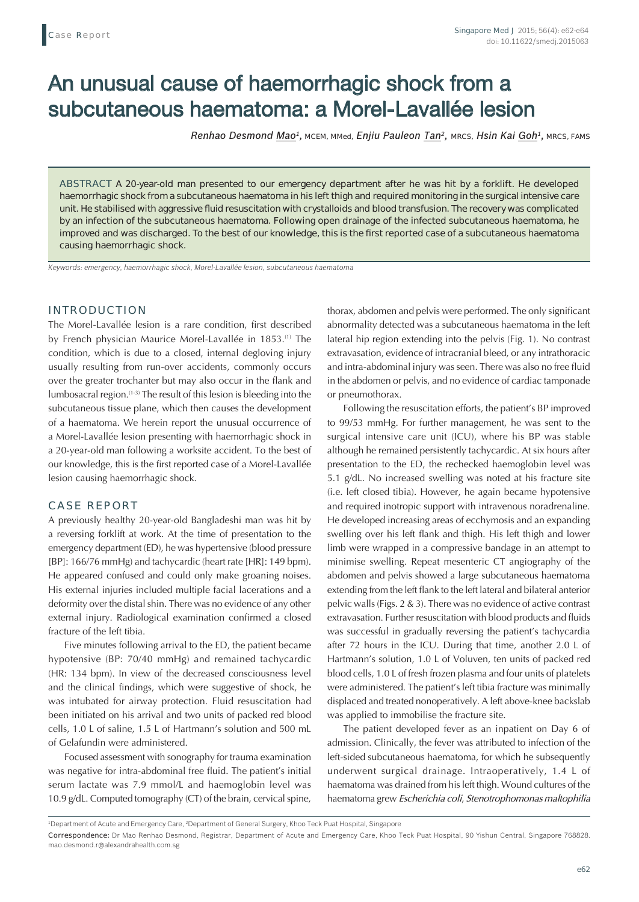# An unusual cause of haemorrhagic shock from a subcutaneous haematoma: a Morel-Lavallée lesion

*Renhao Desmond Mao*[1], MCEM, MMed, *Enjiu Pauleon Tan*[2], MRCS, *Hsin Kai Goh*[1], MRCS, FAMS

ABSTRACT A 20-year-old man presented to our emergency department after he was hit by a forklift. He developed haemorrhagic shock from a subcutaneous haematoma in his left thigh and required monitoring in the surgical intensive care unit. He stabilised with aggressive fluid resuscitation with crystalloids and blood transfusion. The recovery was complicated by an infection of the subcutaneous haematoma. Following open drainage of the infected subcutaneous haematoma, he improved and was discharged. To the best of our knowledge, this is the first reported case of a subcutaneous haematoma causing haemorrhagic shock.

*Keywords: emergency, haemorrhagic shock, Morel-Lavallée lesion, subcutaneous haematoma*

## INTRODUCTION

The Morel-Lavallée lesion is a rare condition, first described by French physician Maurice Morel-Lavallée in 1853.[1] The condition, which is due to a closed, internal degloving injury usually resulting from run-over accidents, commonly occurs over the greater trochanter but may also occur in the flank and lumbosacral region.[1-3] The result of this lesion is bleeding into the subcutaneous tissue plane, which then causes the development of a haematoma. We herein report the unusual occurrence of a Morel-Lavallée lesion presenting with haemorrhagic shock in a 20-year-old man following a worksite accident. To the best of our knowledge, this is the first reported case of a Morel-Lavallée lesion causing haemorrhagic shock.

## CASE REPORT

A previously healthy 20-year-old Bangladeshi man was hit by a reversing forklift at work. At the time of presentation to the emergency department (ED), he was hypertensive (blood pressure [BP]: 166/76 mmHg) and tachycardic (heart rate [HR]: 149 bpm). He appeared confused and could only make groaning noises. His external injuries included multiple facial lacerations and a deformity over the distal shin. There was no evidence of any other external injury. Radiological examination confirmed a closed fracture of the left tibia.

Five minutes following arrival to the ED, the patient became hypotensive (BP: 70/40 mmHg) and remained tachycardic (HR: 134 bpm). In view of the decreased consciousness level and the clinical findings, which were suggestive of shock, he was intubated for airway protection. Fluid resuscitation had been initiated on his arrival and two units of packed red blood cells, 1.0 L of saline, 1.5 L of Hartmann's solution and 500 mL of Gelafundin were administered.

Focused assessment with sonography for trauma examination was negative for intra-abdominal free fluid. The patient's initial serum lactate was 7.9 mmol/L and haemoglobin level was 10.9 g/dL. Computed tomography (CT) of the brain, cervical spine, thorax, abdomen and pelvis were performed. The only significant abnormality detected was a subcutaneous haematoma in the left lateral hip region extending into the pelvis (Fig. 1). No contrast extravasation, evidence of intracranial bleed, or any intrathoracic and intra-abdominal injury was seen. There was also no free fluid in the abdomen or pelvis, and no evidence of cardiac tamponade or pneumothorax.

Following the resuscitation efforts, the patient's BP improved to 99/53 mmHg. For further management, he was sent to the surgical intensive care unit (ICU), where his BP was stable although he remained persistently tachycardic. At six hours after presentation to the ED, the rechecked haemoglobin level was 5.1 g/dL. No increased swelling was noted at his fracture site (i.e. left closed tibia). However, he again became hypotensive and required inotropic support with intravenous noradrenaline. He developed increasing areas of ecchymosis and an expanding swelling over his left flank and thigh. His left thigh and lower limb were wrapped in a compressive bandage in an attempt to minimise swelling. Repeat mesenteric CT angiography of the abdomen and pelvis showed a large subcutaneous haematoma extending from the left flank to the left lateral and bilateral anterior pelvic walls (Figs. 2 & 3). There was no evidence of active contrast extravasation. Further resuscitation with blood products and fluids was successful in gradually reversing the patient's tachycardia after 72 hours in the ICU. During that time, another 2.0 L of Hartmann's solution, 1.0 L of Voluven, ten units of packed red blood cells, 1.0 L of fresh frozen plasma and four units of platelets were administered. The patient's left tibia fracture was minimally displaced and treated nonoperatively. A left above-knee backslab was applied to immobilise the fracture site.

The patient developed fever as an inpatient on Day 6 of admission. Clinically, the fever was attributed to infection of the left-sided subcutaneous haematoma, for which he subsequently underwent surgical drainage. Intraoperatively, 1.4 L of haematoma was drained from his left thigh. Wound cultures of the haematoma grew *Escherichia coli*, *Stenotrophomonas maltophilia*

[1]Department of Acute and Emergency Care, [2]Department of General Surgery, Khoo Teck Puat Hospital, Singapore

Correspondence: Dr Mao Renhao Desmond, Registrar, Department of Acute and Emergency Care, Khoo Teck Puat Hospital, 90 Yishun Central, Singapore 768828. mao.desmond.r@alexandrahealth.com.sg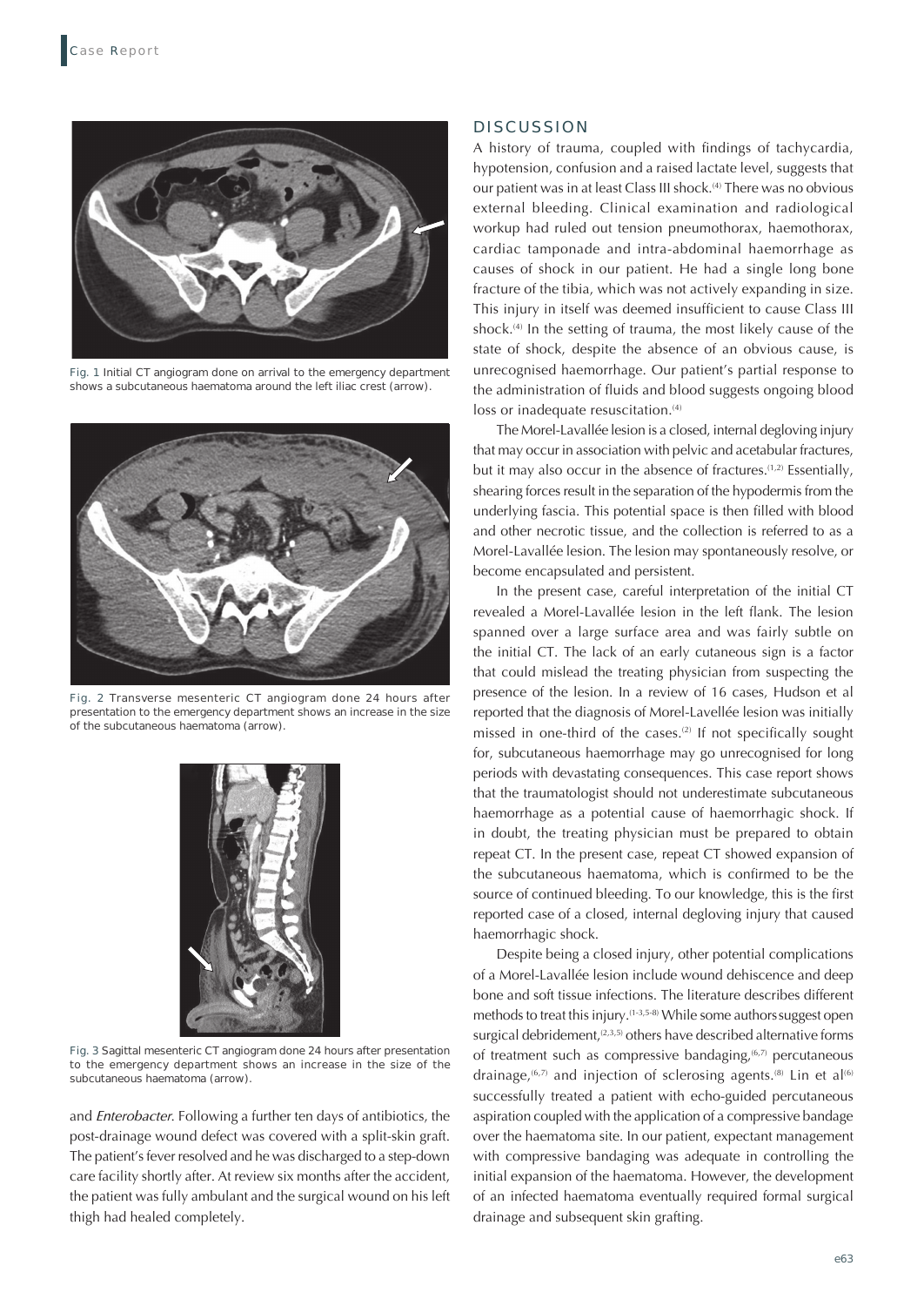Fig. 1 Initial CT angiogram done on arrival to the emergency department shows a subcutaneous haematoma around the left iliac crest (arrow).

Fig. 2 Transverse mesenteric CT angiogram done 24 hours after presentation to the emergency department shows an increase in the size of the subcutaneous haematoma (arrow).

Fig. 3 Sagittal mesenteric CT angiogram done 24 hours after presentation to the emergency department shows an increase in the size of the subcutaneous haematoma (arrow).

and *Enterobacter*. Following a further ten days of antibiotics, the post-drainage wound defect was covered with a split-skin graft. The patient's fever resolved and he was discharged to a step-down care facility shortly after. At review six months after the accident, the patient was fully ambulant and the surgical wound on his left thigh had healed completely.

## DISCUSSION

A history of trauma, coupled with findings of tachycardia, hypotension, confusion and a raised lactate level, suggests that our patient was in at least Class III shock.[4] There was no obvious external bleeding. Clinical examination and radiological workup had ruled out tension pneumothorax, haemothorax, cardiac tamponade and intra-abdominal haemorrhage as causes of shock in our patient. He had a single long bone fracture of the tibia, which was not actively expanding in size. This injury in itself was deemed insufficient to cause Class III shock.[4] In the setting of trauma, the most likely cause of the state of shock, despite the absence of an obvious cause, is unrecognised haemorrhage. Our patient's partial response to the administration of fluids and blood suggests ongoing blood loss or inadequate resuscitation.[4]

The Morel-Lavallée lesion is a closed, internal degloving injury that may occur in association with pelvic and acetabular fractures, but it may also occur in the absence of fractures.[1,2] Essentially, shearing forces result in the separation of the hypodermis from the underlying fascia. This potential space is then filled with blood and other necrotic tissue, and the collection is referred to as a Morel-Lavallée lesion. The lesion may spontaneously resolve, or become encapsulated and persistent.

In the present case, careful interpretation of the initial CT revealed a Morel-Lavallée lesion in the left flank. The lesion spanned over a large surface area and was fairly subtle on the initial CT. The lack of an early cutaneous sign is a factor that could mislead the treating physician from suspecting the presence of the lesion. In a review of 16 cases, Hudson et al reported that the diagnosis of Morel-Lavellée lesion was initially missed in one-third of the cases.[2] If not specifically sought for, subcutaneous haemorrhage may go unrecognised for long periods with devastating consequences. This case report shows that the traumatologist should not underestimate subcutaneous haemorrhage as a potential cause of haemorrhagic shock. If in doubt, the treating physician must be prepared to obtain repeat CT. In the present case, repeat CT showed expansion of the subcutaneous haematoma, which is confirmed to be the source of continued bleeding. To our knowledge, this is the first reported case of a closed, internal degloving injury that caused haemorrhagic shock.

Despite being a closed injury, other potential complications of a Morel-Lavallée lesion include wound dehiscence and deep bone and soft tissue infections. The literature describes different methods to treat this injury.[1-3,5-8] While some authors suggest open surgical debridement,[2,3,5] others have described alternative forms of treatment such as compressive bandaging,[6,7] percutaneous drainage,[6,7] and injection of sclerosing agents.[8] Lin et al[6] successfully treated a patient with echo-guided percutaneous aspiration coupled with the application of a compressive bandage over the haematoma site. In our patient, expectant management with compressive bandaging was adequate in controlling the initial expansion of the haematoma. However, the development of an infected haematoma eventually required formal surgical drainage and subsequent skin grafting.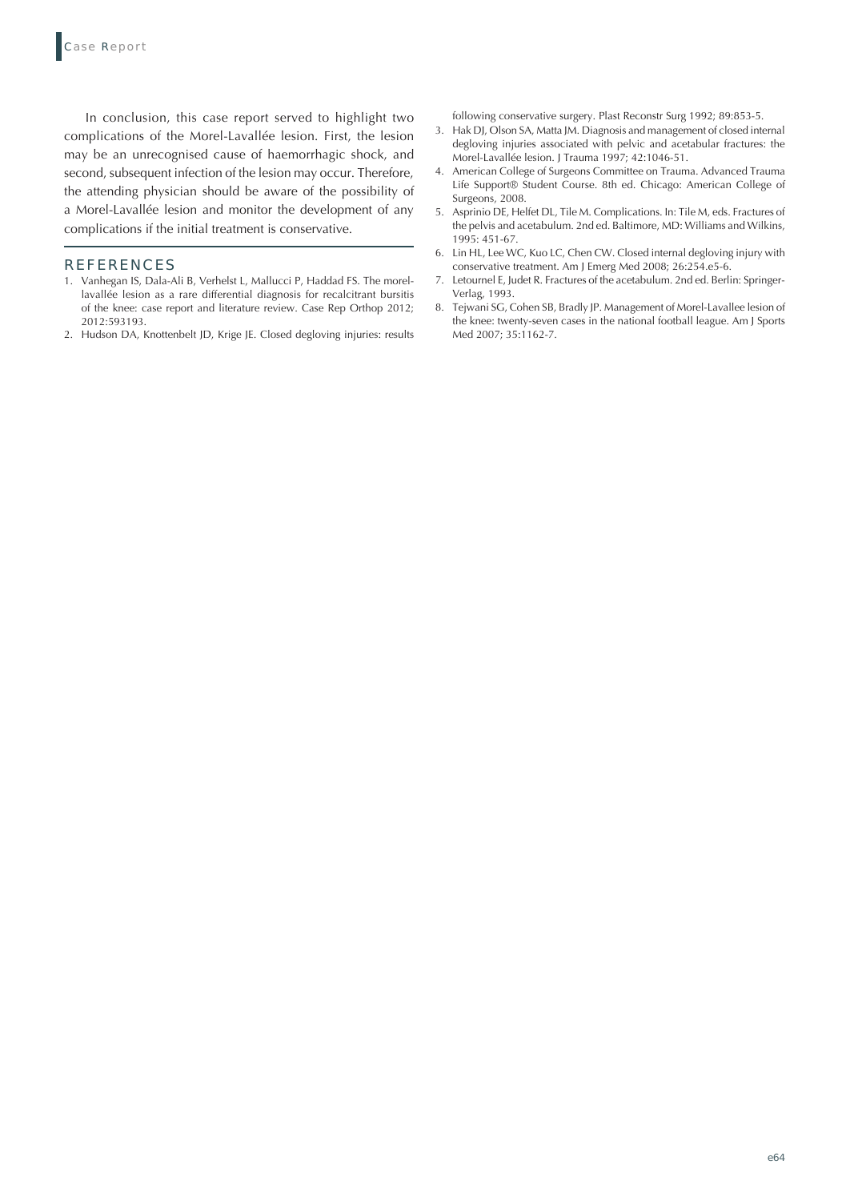In conclusion, this case report served to highlight two complications of the Morel-Lavallée lesion. First, the lesion may be an unrecognised cause of haemorrhagic shock, and second, subsequent infection of the lesion may occur. Therefore, the attending physician should be aware of the possibility of a Morel-Lavallée lesion and monitor the development of any complications if the initial treatment is conservative.

## REFERENCES

1. Vanhegan IS, Dala-Ali B, Verhelst L, Mallucci P, Haddad FS. The morel-lavallée lesion as a rare differential diagnosis for recalcitrant bursitis of the knee: case report and literature review. Case Rep Orthop 2012; 2012:593193.
2. Hudson DA, Knottenbelt JD, Krige JE. Closed degloving injuries: results following conservative surgery. Plast Reconstr Surg 1992; 89:853-5.
3. Hak DJ, Olson SA, Matta JM. Diagnosis and management of closed internal degloving injuries associated with pelvic and acetabular fractures: the Morel-Lavallée lesion. J Trauma 1997; 42:1046-51.
4. American College of Surgeons Committee on Trauma. Advanced Trauma Life Support® Student Course. 8th ed. Chicago: American College of Surgeons, 2008.
5. Asprinio DE, Helfet DL, Tile M. Complications. In: Tile M, eds. Fractures of the pelvis and acetabulum. 2nd ed. Baltimore, MD: Williams and Wilkins, 1995: 451-67.
6. Lin HL, Lee WC, Kuo LC, Chen CW. Closed internal degloving injury with conservative treatment. Am J Emerg Med 2008; 26:254.e5-6.
7. Letournel E, Judet R. Fractures of the acetabulum. 2nd ed. Berlin: Springer-Verlag, 1993.
8. Tejwani SG, Cohen SB, Bradly JP. Management of Morel-Lavallee lesion of the knee: twenty-seven cases in the national football league. Am J Sports Med 2007; 35:1162-7.